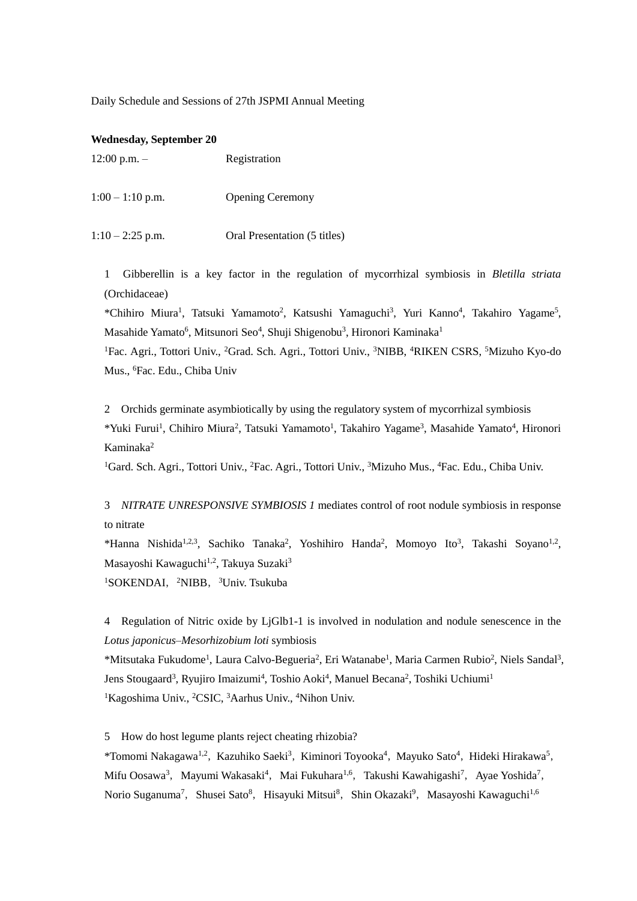Daily Schedule and Sessions of 27th JSPMI Annual Meeting

**Wednesday, September 20**

12:00 p.m. – Registration

1:00 – 1:10 p.m. Opening Ceremony

1:10 – 2:25 p.m. Oral Presentation (5 titles)

1 Gibberellin is a key factor in the regulation of mycorrhizal symbiosis in *Bletilla striata* (Orchidaceae)
*Chihiro Miura[1], Tatsuki Yamamoto[2], Katsushi Yamaguchi[3], Yuri Kanno[4], Takahiro Yagame[5], Masahide Yamato[6], Mitsunori Seo[4], Shuji Shigenobu[3], Hironori Kaminaka[1]
[1]Fac. Agri., Tottori Univ., [2]Grad. Sch. Agri., Tottori Univ., [3]NIBB, [4]RIKEN CSRS, [5]Mizuho Kyo-do Mus., [6]Fac. Edu., Chiba Univ

2 Orchids germinate asymbiotically by using the regulatory system of mycorrhizal symbiosis
*Yuki Furui[1], Chihiro Miura[2], Tatsuki Yamamoto[1], Takahiro Yagame[3], Masahide Yamato[4], Hironori Kaminaka[2]
[1]Gard. Sch. Agri., Tottori Univ., [2]Fac. Agri., Tottori Univ., [3]Mizuho Mus., [4]Fac. Edu., Chiba Univ.

3 *NITRATE UNRESPONSIVE SYMBIOSIS 1* mediates control of root nodule symbiosis in response to nitrate
*Hanna Nishida[1,2,3], Sachiko Tanaka[2], Yoshihiro Handa[2], Momoyo Ito[3], Takashi Soyano[1,2], Masayoshi Kawaguchi[1,2], Takuya Suzaki[3]
[1]SOKENDAI, [2]NIBB, [3]Univ. Tsukuba

4 Regulation of Nitric oxide by LjGlb1-1 is involved in nodulation and nodule senescence in the *Lotus japonicus*–*Mesorhizobium loti* symbiosis
*Mitsutaka Fukudome[1], Laura Calvo-Begueria[2], Eri Watanabe[1], Maria Carmen Rubio[2], Niels Sandal[3], Jens Stougaard[3], Ryujiro Imaizumi[4], Toshio Aoki[4], Manuel Becana[2], Toshiki Uchiumi[1]
[1]Kagoshima Univ., [2]CSIC, [3]Aarhus Univ., [4]Nihon Univ.

5 How do host legume plants reject cheating rhizobia?
*Tomomi Nakagawa[1,2], Kazuhiko Saeki[3], Kiminori Toyooka[4], Mayuko Sato[4], Hideki Hirakawa[5], Mifu Oosawa[3], Mayumi Wakasaki[4], Mai Fukuhara[1,6], Takushi Kawahigashi[7], Ayae Yoshida[7], Norio Suganuma[7], Shusei Sato[8], Hisayuki Mitsui[8], Shin Okazaki[9], Masayoshi Kawaguchi[1,6]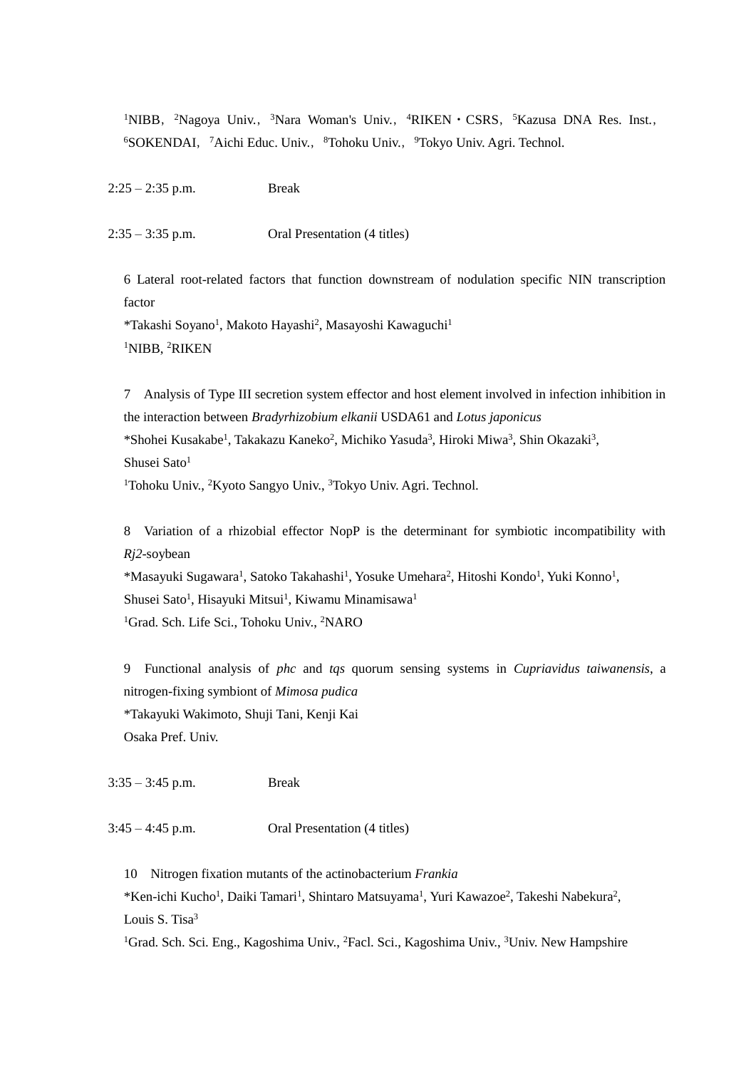[1]NIBB, [2]Nagoya Univ., [3]Nara Woman's Univ., [4]RIKEN・CSRS, [5]Kazusa DNA Res. Inst., [6]SOKENDAI, [7]Aichi Educ. Univ., [8]Tohoku Univ., [9]Tokyo Univ. Agri. Technol.

2:25 – 2:35 p.m. Break

2:35 – 3:35 p.m. Oral Presentation (4 titles)

6 Lateral root-related factors that function downstream of nodulation specific NIN transcription factor
*Takashi Soyano[1], Makoto Hayashi[2], Masayoshi Kawaguchi[1]
[1]NIBB, [2]RIKEN

7 Analysis of Type III secretion system effector and host element involved in infection inhibition in the interaction between *Bradyrhizobium elkanii* USDA61 and *Lotus japonicus*
*Shohei Kusakabe[1], Takakazu Kaneko[2], Michiko Yasuda[3], Hiroki Miwa[3], Shin Okazaki[3], Shusei Sato[1]
[1]Tohoku Univ., [2]Kyoto Sangyo Univ., [3]Tokyo Univ. Agri. Technol.

8 Variation of a rhizobial effector NopP is the determinant for symbiotic incompatibility with *Rj2*-soybean
*Masayuki Sugawara[1], Satoko Takahashi[1], Yosuke Umehara[2], Hitoshi Kondo[1], Yuki Konno[1], Shusei Sato[1], Hisayuki Mitsui[1], Kiwamu Minamisawa[1]
[1]Grad. Sch. Life Sci., Tohoku Univ., [2]NARO

9 Functional analysis of *phc* and *tqs* quorum sensing systems in *Cupriavidus taiwanensis*, a nitrogen-fixing symbiont of *Mimosa pudica*
*Takayuki Wakimoto, Shuji Tani, Kenji Kai
Osaka Pref. Univ.

3:35 – 3:45 p.m. Break

3:45 – 4:45 p.m. Oral Presentation (4 titles)

10 Nitrogen fixation mutants of the actinobacterium *Frankia*
*Ken-ichi Kucho[1], Daiki Tamari[1], Shintaro Matsuyama[1], Yuri Kawazoe[2], Takeshi Nabekura[2], Louis S. Tisa[3]
[1]Grad. Sch. Sci. Eng., Kagoshima Univ., [2]Facl. Sci., Kagoshima Univ., [3]Univ. New Hampshire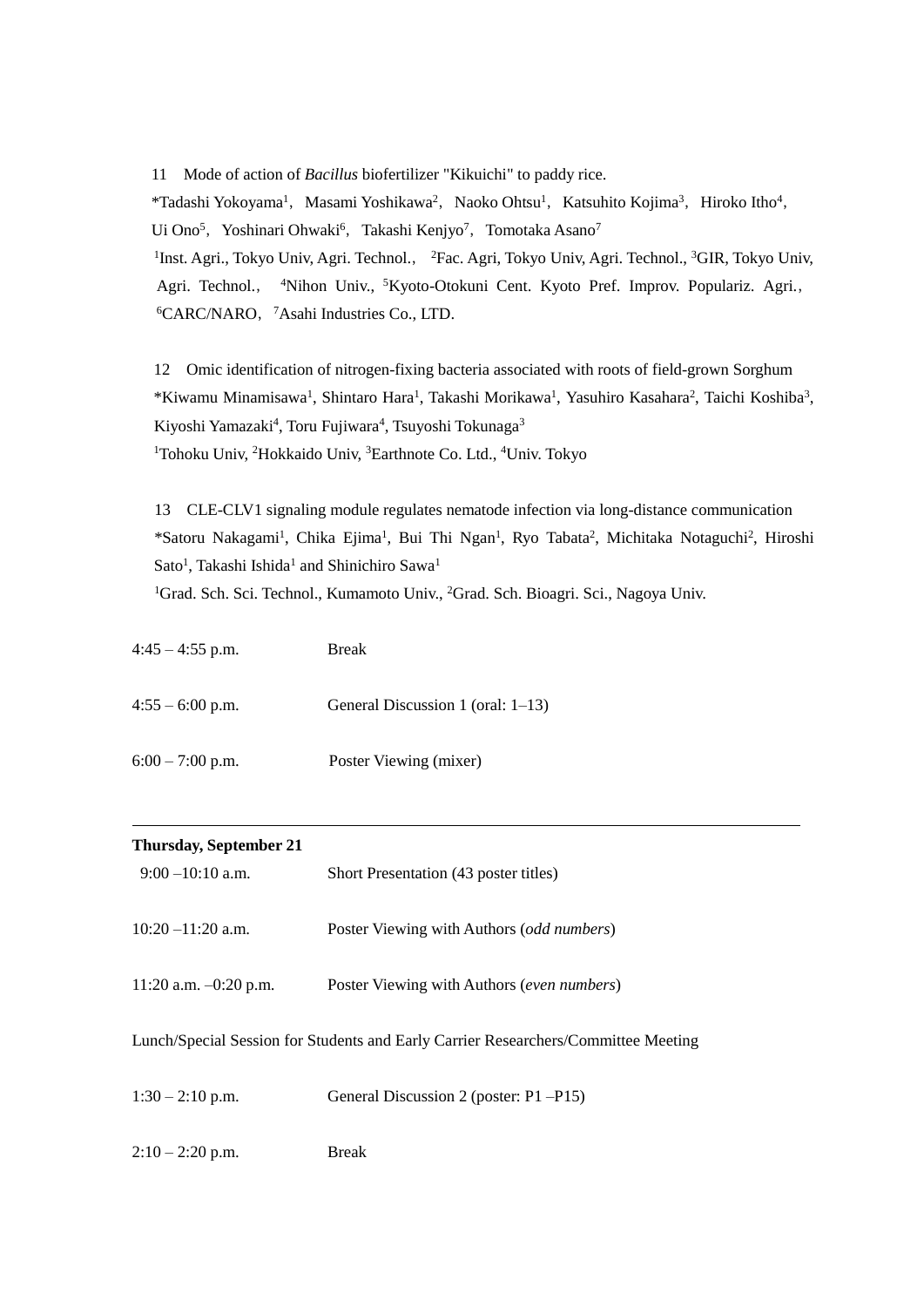11 Mode of action of *Bacillus* biofertilizer "Kikuichi" to paddy rice.

*Tadashi Yokoyama[1], Masami Yoshikawa[2], Naoko Ohtsu[1], Katsuhito Kojima[3], Hiroko Itho[4], Ui Ono[5], Yoshinari Ohwaki[6], Takashi Kenjyo[7], Tomotaka Asano[7]

[1]Inst. Agri., Tokyo Univ, Agri. Technol., [2]Fac. Agri, Tokyo Univ, Agri. Technol., [3]GIR, Tokyo Univ, Agri. Technol., [4]Nihon Univ., [5]Kyoto-Otokuni Cent. Kyoto Pref. Improv. Populariz. Agri., [6]CARC/NARO, [7]Asahi Industries Co., LTD.

12 Omic identification of nitrogen-fixing bacteria associated with roots of field-grown Sorghum

*Kiwamu Minamisawa[1], Shintaro Hara[1], Takashi Morikawa[1], Yasuhiro Kasahara[2], Taichi Koshiba[3], Kiyoshi Yamazaki[4], Toru Fujiwara[4], Tsuyoshi Tokunaga[3]

[1]Tohoku Univ, [2]Hokkaido Univ, [3]Earthnote Co. Ltd., [4]Univ. Tokyo

13 CLE-CLV1 signaling module regulates nematode infection via long-distance communication

*Satoru Nakagami[1], Chika Ejima[1], Bui Thi Ngan[1], Ryo Tabata[2], Michitaka Notaguchi[2], Hiroshi Sato[1], Takashi Ishida[1] and Shinichiro Sawa[1]

[1]Grad. Sch. Sci. Technol., Kumamoto Univ., [2]Grad. Sch. Bioagri. Sci., Nagoya Univ.

4:45 – 4:55 p.m. Break

4:55 – 6:00 p.m. General Discussion 1 (oral: 1–13)

6:00 – 7:00 p.m. Poster Viewing (mixer)

---

**Thursday, September 21**

9:00 –10:10 a.m. Short Presentation (43 poster titles)

10:20 –11:20 a.m. Poster Viewing with Authors (*odd numbers*)

11:20 a.m. –0:20 p.m. Poster Viewing with Authors (*even numbers*)

Lunch/Special Session for Students and Early Carrier Researchers/Committee Meeting

1:30 – 2:10 p.m. General Discussion 2 (poster: P1 –P15)

2:10 – 2:20 p.m. Break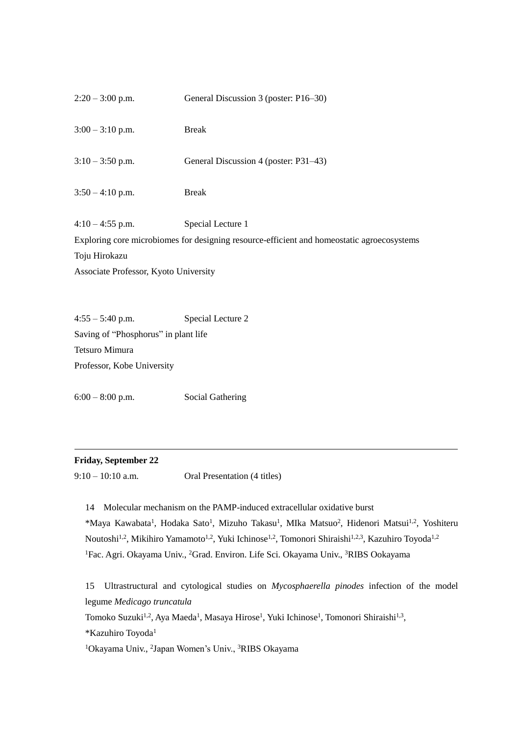2:20 – 3:00 p.m. General Discussion 3 (poster: P16–30)

3:00 – 3:10 p.m. Break

3:10 – 3:50 p.m. General Discussion 4 (poster: P31–43)

3:50 – 4:10 p.m. Break

4:10 – 4:55 p.m. Special Lecture 1

Exploring core microbiomes for designing resource-efficient and homeostatic agroecosystems

Toju Hirokazu

Associate Professor, Kyoto University

4:55 – 5:40 p.m. Special Lecture 2

Saving of "Phosphorus" in plant life

Tetsuro Mimura

Professor, Kobe University

6:00 – 8:00 p.m. Social Gathering

---

**Friday, September 22**

9:10 – 10:10 a.m. Oral Presentation (4 titles)

14 Molecular mechanism on the PAMP-induced extracellular oxidative burst

*Maya Kawabata[1], Hodaka Sato[1], Mizuho Takasu[1], MIka Matsuo[2], Hidenori Matsui[1,2], Yoshiteru Noutoshi[1,2], Mikihiro Yamamoto[1,2], Yuki Ichinose[1,2], Tomonori Shiraishi[1,2,3], Kazuhiro Toyoda[1,2]

[1]Fac. Agri. Okayama Univ., [2]Grad. Environ. Life Sci. Okayama Univ., [3]RIBS Ookayama

15 Ultrastructural and cytological studies on *Mycosphaerella pinodes* infection of the model legume *Medicago truncatula*

Tomoko Suzuki[1,2], Aya Maeda[1], Masaya Hirose[1], Yuki Ichinose[1], Tomonori Shiraishi[1,3], *Kazuhiro Toyoda[1]

[1]Okayama Univ., [2]Japan Women's Univ., [3]RIBS Okayama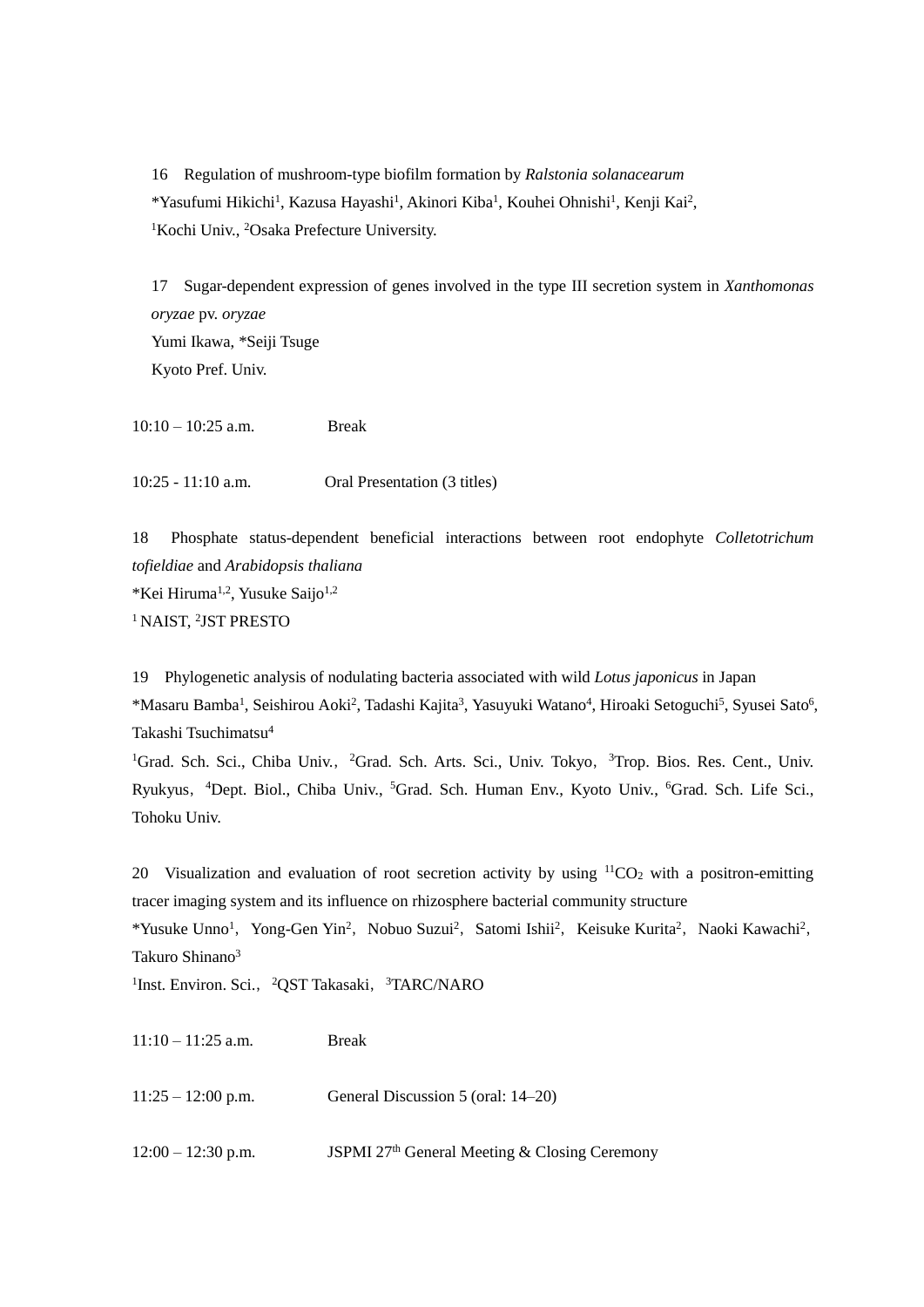16　Regulation of mushroom-type biofilm formation by *Ralstonia solanacearum*
*Yasufumi Hikichi[1], Kazusa Hayashi[1], Akinori Kiba[1], Kouhei Ohnishi[1], Kenji Kai[2],
[1]Kochi Univ., [2]Osaka Prefecture University.

17　Sugar-dependent expression of genes involved in the type III secretion system in *Xanthomonas oryzae* pv. *oryzae*
Yumi Ikawa, *Seiji Tsuge
Kyoto Pref. Univ.

10:10 – 10:25 a.m.　　Break

10:25 - 11:10 a.m.　　Oral Presentation (3 titles)

18　Phosphate status-dependent beneficial interactions between root endophyte *Colletotrichum tofieldiae* and *Arabidopsis thaliana*
*Kei Hiruma[1,2], Yusuke Saijo[1,2]
[1] NAIST, [2]JST PRESTO

19　Phylogenetic analysis of nodulating bacteria associated with wild *Lotus japonicus* in Japan
*Masaru Bamba[1], Seishirou Aoki[2], Tadashi Kajita[3], Yasuyuki Watano[4], Hiroaki Setoguchi[5], Syusei Sato[6], Takashi Tsuchimatsu[4]
[1]Grad. Sch. Sci., Chiba Univ., [2]Grad. Sch. Arts. Sci., Univ. Tokyo, [3]Trop. Bios. Res. Cent., Univ. Ryukyus, [4]Dept. Biol., Chiba Univ., [5]Grad. Sch. Human Env., Kyoto Univ., [6]Grad. Sch. Life Sci., Tohoku Univ.

20　Visualization and evaluation of root secretion activity by using $^{11}CO_2$ with a positron-emitting tracer imaging system and its influence on rhizosphere bacterial community structure
*Yusuke Unno[1], Yong-Gen Yin[2], Nobuo Suzui[2], Satomi Ishii[2], Keisuke Kurita[2], Naoki Kawachi[2], Takuro Shinano[3]
[1]Inst. Environ. Sci., [2]QST Takasaki, [3]TARC/NARO

11:10 – 11:25 a.m.　　Break

11:25 – 12:00 p.m.　　General Discussion 5 (oral: 14–20)

12:00 – 12:30 p.m.　　JSPMI 27th General Meeting & Closing Ceremony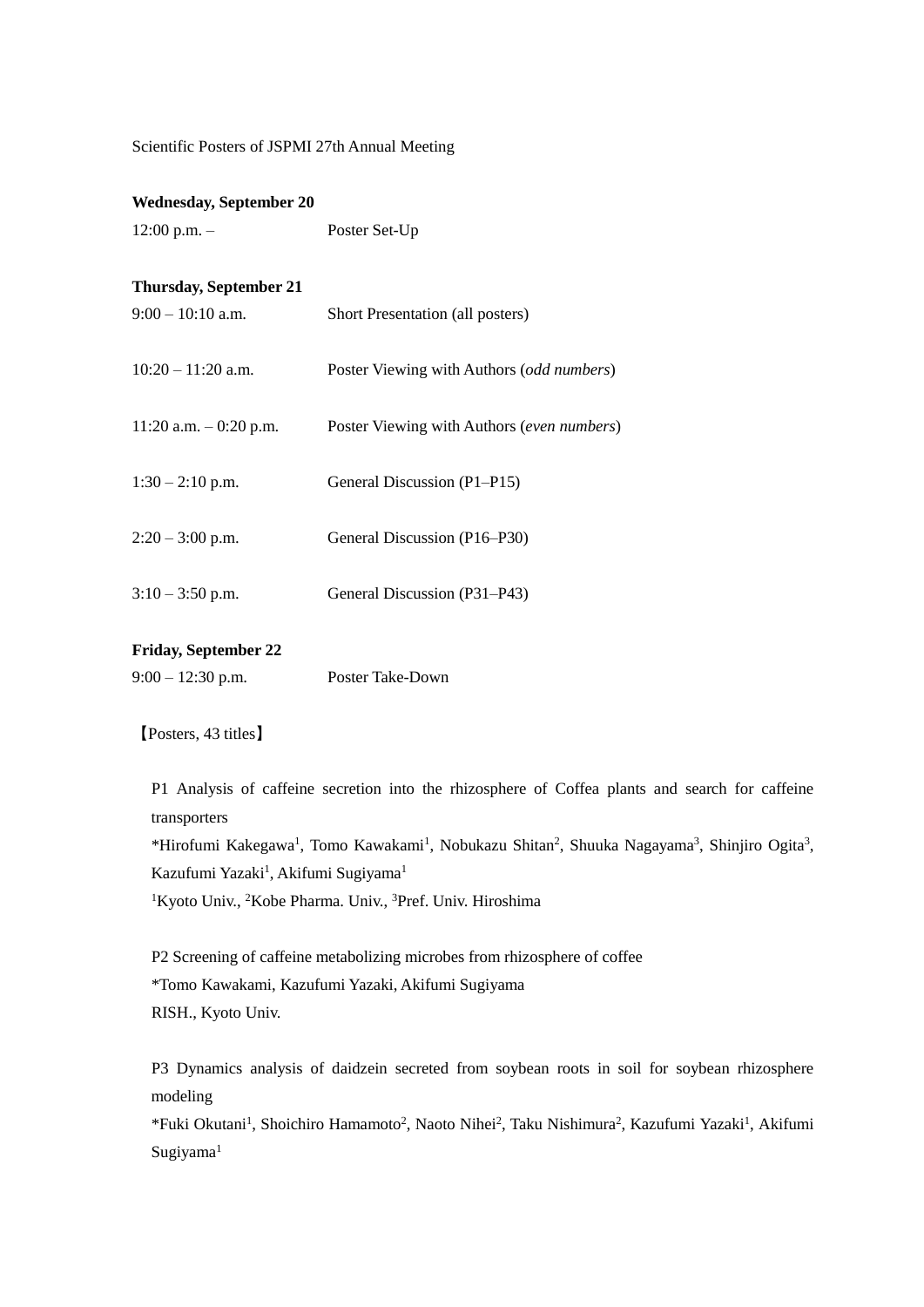Scientific Posters of JSPMI 27th Annual Meeting

**Wednesday, September 20**

12:00 p.m. – Poster Set-Up

**Thursday, September 21**

9:00 – 10:10 a.m. Short Presentation (all posters)

10:20 – 11:20 a.m. Poster Viewing with Authors (*odd numbers*)

11:20 a.m. – 0:20 p.m. Poster Viewing with Authors (*even numbers*)

1:30 – 2:10 p.m. General Discussion (P1–P15)

2:20 – 3:00 p.m. General Discussion (P16–P30)

3:10 – 3:50 p.m. General Discussion (P31–P43)

**Friday, September 22**

9:00 – 12:30 p.m. Poster Take-Down

【Posters, 43 titles】

P1 Analysis of caffeine secretion into the rhizosphere of Coffea plants and search for caffeine transporters
*Hirofumi Kakegawa[1], Tomo Kawakami[1], Nobukazu Shitan[2], Shuuka Nagayama[3], Shinjiro Ogita[3], Kazufumi Yazaki[1], Akifumi Sugiyama[1]
[1]Kyoto Univ., [2]Kobe Pharma. Univ., [3]Pref. Univ. Hiroshima

P2 Screening of caffeine metabolizing microbes from rhizosphere of coffee
*Tomo Kawakami, Kazufumi Yazaki, Akifumi Sugiyama
RISH., Kyoto Univ.

P3 Dynamics analysis of daidzein secreted from soybean roots in soil for soybean rhizosphere modeling
*Fuki Okutani[1], Shoichiro Hamamoto[2], Naoto Nihei[2], Taku Nishimura[2], Kazufumi Yazaki[1], Akifumi Sugiyama[1]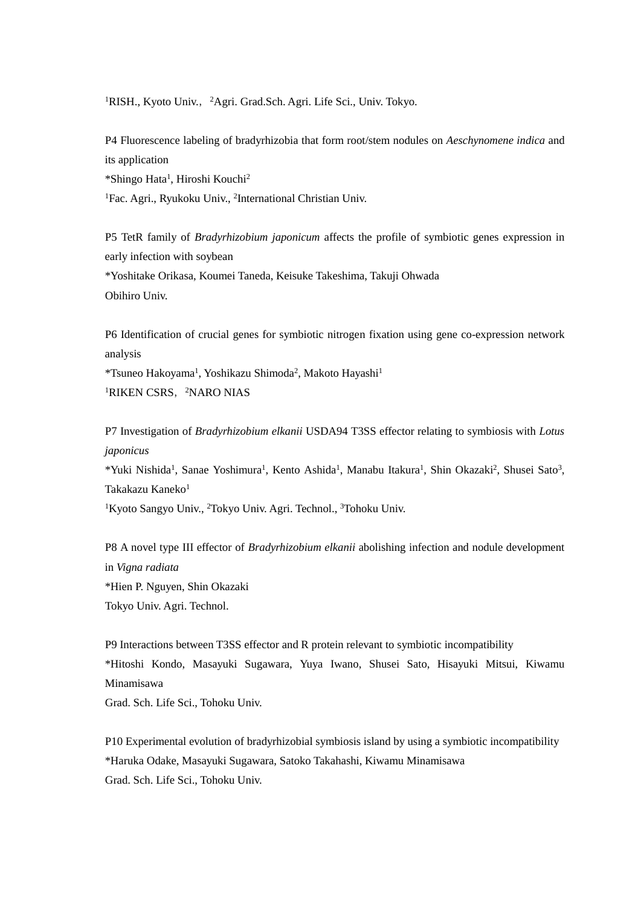[1]RISH., Kyoto Univ., [2]Agri. Grad.Sch. Agri. Life Sci., Univ. Tokyo.

P4 Fluorescence labeling of bradyrhizobia that form root/stem nodules on *Aeschynomene indica* and its application
*Shingo Hata[1], Hiroshi Kouchi[2]
[1]Fac. Agri., Ryukoku Univ., [2]International Christian Univ.

P5 TetR family of *Bradyrhizobium japonicum* affects the profile of symbiotic genes expression in early infection with soybean
*Yoshitake Orikasa, Koumei Taneda, Keisuke Takeshima, Takuji Ohwada
Obihiro Univ.

P6 Identification of crucial genes for symbiotic nitrogen fixation using gene co-expression network analysis
*Tsuneo Hakoyama[1], Yoshikazu Shimoda[2], Makoto Hayashi[1]
[1]RIKEN CSRS, [2]NARO NIAS

P7 Investigation of *Bradyrhizobium elkanii* USDA94 T3SS effector relating to symbiosis with *Lotus japonicus*
*Yuki Nishida[1], Sanae Yoshimura[1], Kento Ashida[1], Manabu Itakura[1], Shin Okazaki[2], Shusei Sato[3], Takakazu Kaneko[1]
[1]Kyoto Sangyo Univ., [2]Tokyo Univ. Agri. Technol., [3]Tohoku Univ.

P8 A novel type III effector of *Bradyrhizobium elkanii* abolishing infection and nodule development in *Vigna radiata*
*Hien P. Nguyen, Shin Okazaki
Tokyo Univ. Agri. Technol.

P9 Interactions between T3SS effector and R protein relevant to symbiotic incompatibility
*Hitoshi Kondo, Masayuki Sugawara, Yuya Iwano, Shusei Sato, Hisayuki Mitsui, Kiwamu Minamisawa
Grad. Sch. Life Sci., Tohoku Univ.

P10 Experimental evolution of bradyrhizobial symbiosis island by using a symbiotic incompatibility
*Haruka Odake, Masayuki Sugawara, Satoko Takahashi, Kiwamu Minamisawa
Grad. Sch. Life Sci., Tohoku Univ.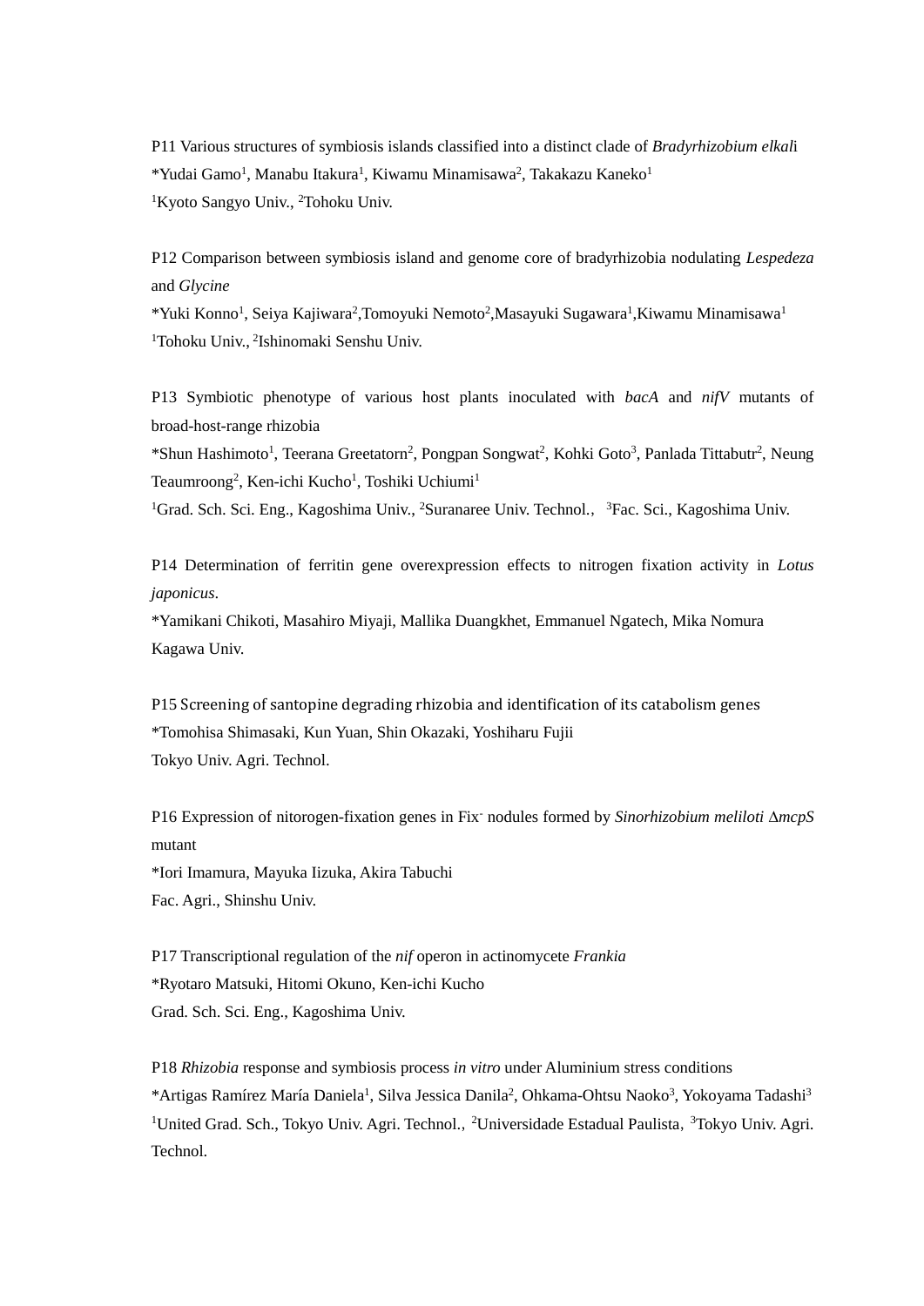P11 Various structures of symbiosis islands classified into a distinct clade of *Bradyrhizobium elkal*i

*Yudai Gamo[1], Manabu Itakura[1], Kiwamu Minamisawa[2], Takakazu Kaneko[1]

[1]Kyoto Sangyo Univ., [2]Tohoku Univ.

P12 Comparison between symbiosis island and genome core of bradyrhizobia nodulating *Lespedeza* and *Glycine*

*Yuki Konno[1], Seiya Kajiwara[2],Tomoyuki Nemoto[2],Masayuki Sugawara[1],Kiwamu Minamisawa[1]

[1]Tohoku Univ., [2]Ishinomaki Senshu Univ.

P13 Symbiotic phenotype of various host plants inoculated with *bacA* and *nifV* mutants of broad-host-range rhizobia

*Shun Hashimoto[1], Teerana Greetatorn[2], Pongpan Songwat[2], Kohki Goto[3], Panlada Tittabutr[2], Neung Teaumroong[2], Ken-ichi Kucho[1], Toshiki Uchiumi[1]

[1]Grad. Sch. Sci. Eng., Kagoshima Univ., [2]Suranaree Univ. Technol., [3]Fac. Sci., Kagoshima Univ.

P14 Determination of ferritin gene overexpression effects to nitrogen fixation activity in *Lotus japonicus*.

*Yamikani Chikoti, Masahiro Miyaji, Mallika Duangkhet, Emmanuel Ngatech, Mika Nomura

Kagawa Univ.

P15 Screening of santopine degrading rhizobia and identification of its catabolism genes

*Tomohisa Shimasaki, Kun Yuan, Shin Okazaki, Yoshiharu Fujii

Tokyo Univ. Agri. Technol.

P16 Expression of nitorogen-fixation genes in Fix$^{-}$ nodules formed by *Sinorhizobium meliloti* Δ*mcpS* mutant

*Iori Imamura, Mayuka Iizuka, Akira Tabuchi

Fac. Agri., Shinshu Univ.

P17 Transcriptional regulation of the *nif* operon in actinomycete *Frankia*

*Ryotaro Matsuki, Hitomi Okuno, Ken-ichi Kucho

Grad. Sch. Sci. Eng., Kagoshima Univ.

P18 *Rhizobia* response and symbiosis process *in vitro* under Aluminium stress conditions

*Artigas Ramírez María Daniela[1], Silva Jessica Danila[2], Ohkama-Ohtsu Naoko[3], Yokoyama Tadashi[3]

[1]United Grad. Sch., Tokyo Univ. Agri. Technol., [2]Universidade Estadual Paulista, [3]Tokyo Univ. Agri. Technol.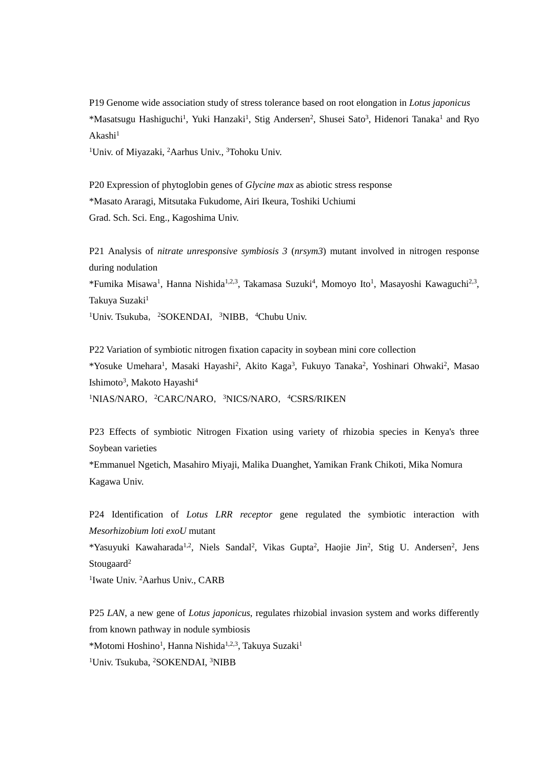P19 Genome wide association study of stress tolerance based on root elongation in *Lotus japonicus*

*Masatsugu Hashiguchi[1], Yuki Hanzaki[1], Stig Andersen[2], Shusei Sato[3], Hidenori Tanaka[1] and Ryo Akashi[1]

[1]Univ. of Miyazaki, [2]Aarhus Univ., [3]Tohoku Univ.

P20 Expression of phytoglobin genes of *Glycine max* as abiotic stress response

*Masato Araragi, Mitsutaka Fukudome, Airi Ikeura, Toshiki Uchiumi

Grad. Sch. Sci. Eng., Kagoshima Univ.

P21 Analysis of *nitrate unresponsive symbiosis 3* (*nrsym3*) mutant involved in nitrogen response during nodulation

*Fumika Misawa[1], Hanna Nishida[1,2,3], Takamasa Suzuki[4], Momoyo Ito[1], Masayoshi Kawaguchi[2,3], Takuya Suzaki[1]

[1]Univ. Tsukuba，[2]SOKENDAI，[3]NIBB，[4]Chubu Univ.

P22 Variation of symbiotic nitrogen fixation capacity in soybean mini core collection

*Yosuke Umehara[1], Masaki Hayashi[2], Akito Kaga[3], Fukuyo Tanaka[2], Yoshinari Ohwaki[2], Masao Ishimoto[3], Makoto Hayashi[4]

[1]NIAS/NARO，[2]CARC/NARO，[3]NICS/NARO，[4]CSRS/RIKEN

P23 Effects of symbiotic Nitrogen Fixation using variety of rhizobia species in Kenya's three Soybean varieties

*Emmanuel Ngetich, Masahiro Miyaji, Malika Duanghet, Yamikan Frank Chikoti, Mika Nomura

Kagawa Univ.

P24 Identification of *Lotus LRR receptor* gene regulated the symbiotic interaction with *Mesorhizobium loti exoU* mutant

*Yasuyuki Kawaharada[1,2], Niels Sandal[2], Vikas Gupta[2], Haojie Jin[2], Stig U. Andersen[2], Jens Stougaard[2]

[1]Iwate Univ. [2]Aarhus Univ., CARB

P25 *LAN*, a new gene of *Lotus japonicus*, regulates rhizobial invasion system and works differently from known pathway in nodule symbiosis

*Motomi Hoshino[1], Hanna Nishida[1,2,3], Takuya Suzaki[1]

[1]Univ. Tsukuba, [2]SOKENDAI, [3]NIBB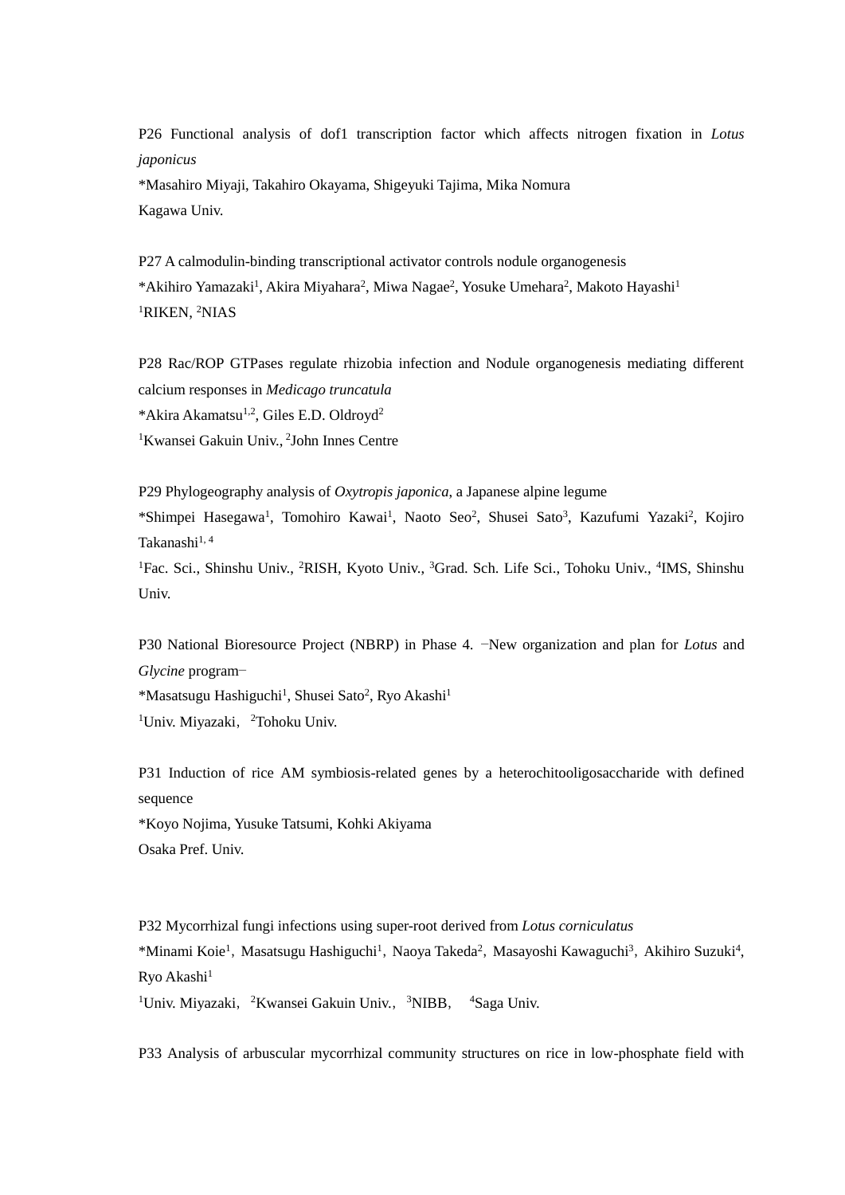P26 Functional analysis of dof1 transcription factor which affects nitrogen fixation in *Lotus japonicus*
*Masahiro Miyaji, Takahiro Okayama, Shigeyuki Tajima, Mika Nomura
Kagawa Univ.

P27 A calmodulin-binding transcriptional activator controls nodule organogenesis
*Akihiro Yamazaki[1], Akira Miyahara[2], Miwa Nagae[2], Yosuke Umehara[2], Makoto Hayashi[1]
[1]RIKEN, [2]NIAS

P28 Rac/ROP GTPases regulate rhizobia infection and Nodule organogenesis mediating different calcium responses in *Medicago truncatula*
*Akira Akamatsu[1,2], Giles E.D. Oldroyd[2]
[1]Kwansei Gakuin Univ., [2]John Innes Centre

P29 Phylogeography analysis of *Oxytropis japonica*, a Japanese alpine legume
*Shimpei Hasegawa[1], Tomohiro Kawai[1], Naoto Seo[2], Shusei Sato[3], Kazufumi Yazaki[2], Kojiro Takanashi[1, 4]
[1]Fac. Sci., Shinshu Univ., [2]RISH, Kyoto Univ., [3]Grad. Sch. Life Sci., Tohoku Univ., [4]IMS, Shinshu Univ.

P30 National Bioresource Project (NBRP) in Phase 4. −New organization and plan for *Lotus* and *Glycine* program−
*Masatsugu Hashiguchi[1], Shusei Sato[2], Ryo Akashi[1]
[1]Univ. Miyazaki, [2]Tohoku Univ.

P31 Induction of rice AM symbiosis-related genes by a heterochitooligosaccharide with defined sequence
*Koyo Nojima, Yusuke Tatsumi, Kohki Akiyama
Osaka Pref. Univ.

P32 Mycorrhizal fungi infections using super-root derived from *Lotus corniculatus*
*Minami Koie[1], Masatsugu Hashiguchi[1], Naoya Takeda[2], Masayoshi Kawaguchi[3], Akihiro Suzuki[4], Ryo Akashi[1]
[1]Univ. Miyazaki, [2]Kwansei Gakuin Univ., [3]NIBB, [4]Saga Univ.

P33 Analysis of arbuscular mycorrhizal community structures on rice in low-phosphate field with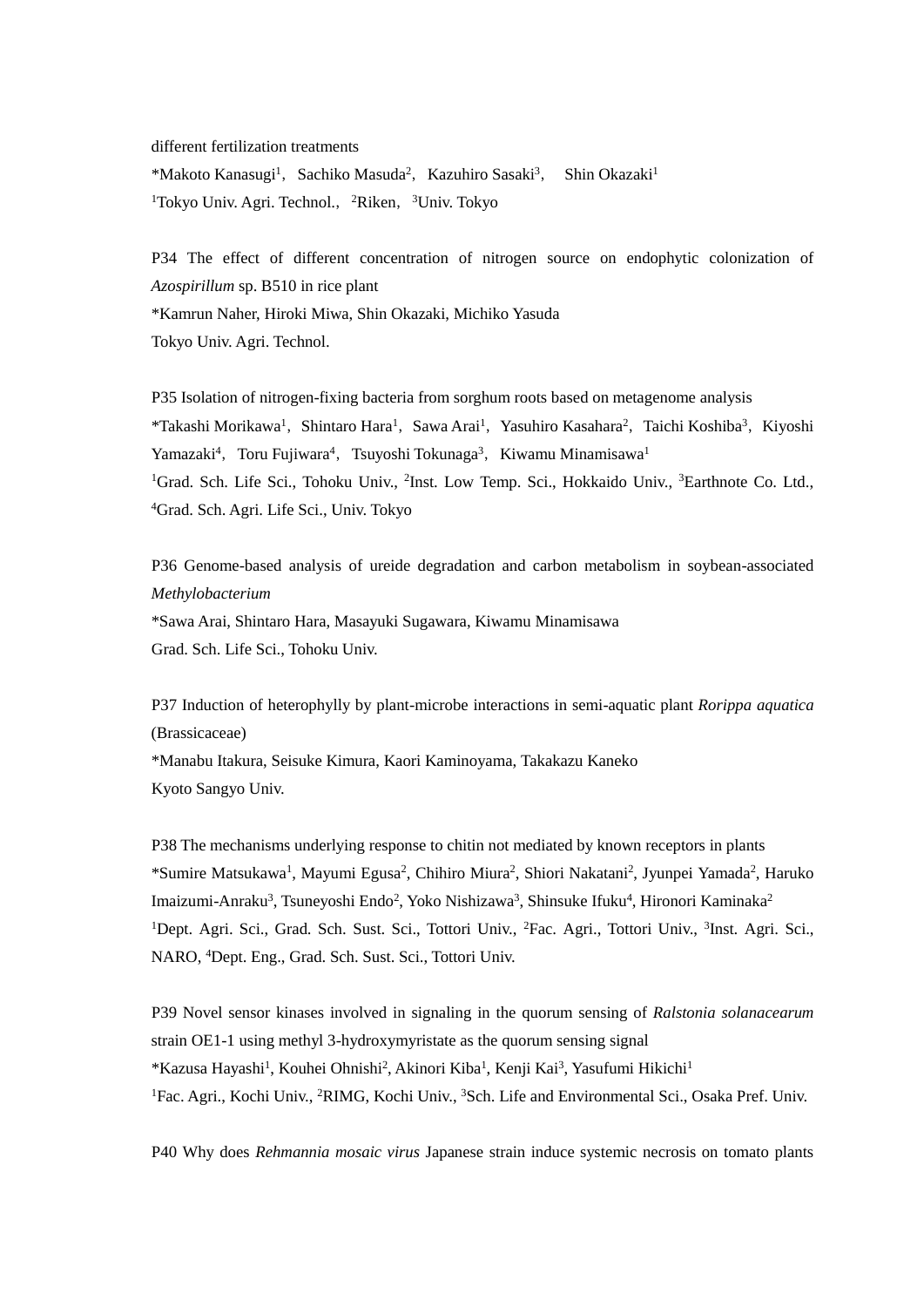different fertilization treatments

*Makoto Kanasugi[1], Sachiko Masuda[2], Kazuhiro Sasaki[3], Shin Okazaki[1]

[1]Tokyo Univ. Agri. Technol., [2]Riken, [3]Univ. Tokyo

P34 The effect of different concentration of nitrogen source on endophytic colonization of *Azospirillum* sp. B510 in rice plant

*Kamrun Naher, Hiroki Miwa, Shin Okazaki, Michiko Yasuda

Tokyo Univ. Agri. Technol.

P35 Isolation of nitrogen-fixing bacteria from sorghum roots based on metagenome analysis

*Takashi Morikawa[1], Shintaro Hara[1], Sawa Arai[1], Yasuhiro Kasahara[2], Taichi Koshiba[3], Kiyoshi Yamazaki[4], Toru Fujiwara[4], Tsuyoshi Tokunaga[3], Kiwamu Minamisawa[1]

[1]Grad. Sch. Life Sci., Tohoku Univ., [2]Inst. Low Temp. Sci., Hokkaido Univ., [3]Earthnote Co. Ltd., [4]Grad. Sch. Agri. Life Sci., Univ. Tokyo

P36 Genome-based analysis of ureide degradation and carbon metabolism in soybean-associated *Methylobacterium*

*Sawa Arai, Shintaro Hara, Masayuki Sugawara, Kiwamu Minamisawa

Grad. Sch. Life Sci., Tohoku Univ.

P37 Induction of heterophylly by plant-microbe interactions in semi-aquatic plant *Rorippa aquatica* (Brassicaceae)

*Manabu Itakura, Seisuke Kimura, Kaori Kaminoyama, Takakazu Kaneko

Kyoto Sangyo Univ.

P38 The mechanisms underlying response to chitin not mediated by known receptors in plants

*Sumire Matsukawa[1], Mayumi Egusa[2], Chihiro Miura[2], Shiori Nakatani[2], Jyunpei Yamada[2], Haruko Imaizumi-Anraku[3], Tsuneyoshi Endo[2], Yoko Nishizawa[3], Shinsuke Ifuku[4], Hironori Kaminaka[2]

[1]Dept. Agri. Sci., Grad. Sch. Sust. Sci., Tottori Univ., [2]Fac. Agri., Tottori Univ., [3]Inst. Agri. Sci., NARO, [4]Dept. Eng., Grad. Sch. Sust. Sci., Tottori Univ.

P39 Novel sensor kinases involved in signaling in the quorum sensing of *Ralstonia solanacearum* strain OE1-1 using methyl 3-hydroxymyristate as the quorum sensing signal

*Kazusa Hayashi[1], Kouhei Ohnishi[2], Akinori Kiba[1], Kenji Kai[3], Yasufumi Hikichi[1]

[1]Fac. Agri., Kochi Univ., [2]RIMG, Kochi Univ., [3]Sch. Life and Environmental Sci., Osaka Pref. Univ.

P40 Why does *Rehmannia mosaic virus* Japanese strain induce systemic necrosis on tomato plants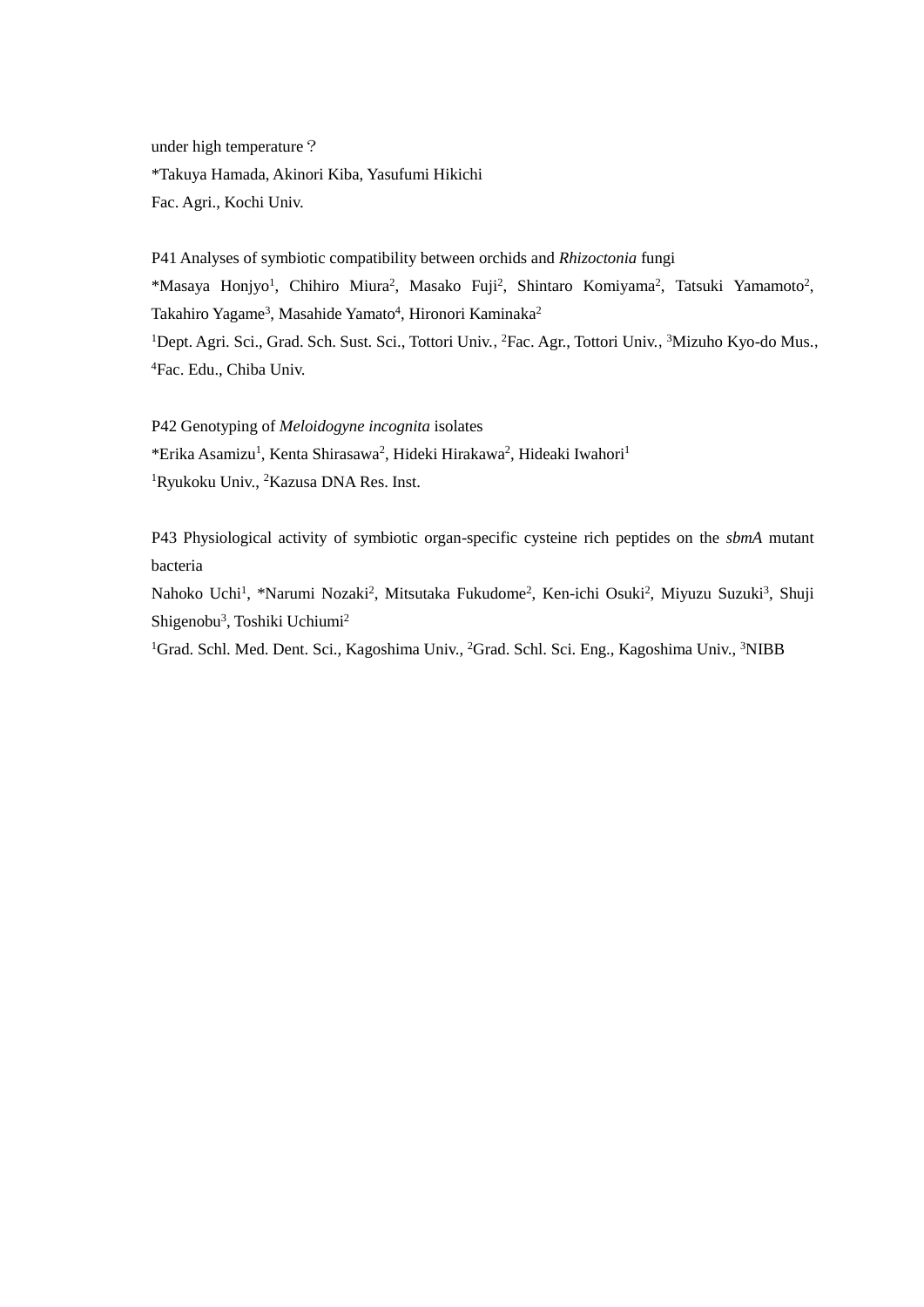under high temperature？

*Takuya Hamada, Akinori Kiba, Yasufumi Hikichi

Fac. Agri., Kochi Univ.

P41 Analyses of symbiotic compatibility between orchids and *Rhizoctonia* fungi

*Masaya Honjyo[1], Chihiro Miura[2], Masako Fuji[2], Shintaro Komiyama[2], Tatsuki Yamamoto[2], Takahiro Yagame[3], Masahide Yamato[4], Hironori Kaminaka[2]

[1]Dept. Agri. Sci., Grad. Sch. Sust. Sci., Tottori Univ., [2]Fac. Agr., Tottori Univ., [3]Mizuho Kyo-do Mus., [4]Fac. Edu., Chiba Univ.

P42 Genotyping of *Meloidogyne incognita* isolates

*Erika Asamizu[1], Kenta Shirasawa[2], Hideki Hirakawa[2], Hideaki Iwahori[1]

[1]Ryukoku Univ., [2]Kazusa DNA Res. Inst.

P43 Physiological activity of symbiotic organ-specific cysteine rich peptides on the *sbmA* mutant bacteria

Nahoko Uchi[1], *Narumi Nozaki[2], Mitsutaka Fukudome[2], Ken-ichi Osuki[2], Miyuzu Suzuki[3], Shuji Shigenobu[3], Toshiki Uchiumi[2]

[1]Grad. Schl. Med. Dent. Sci., Kagoshima Univ., [2]Grad. Schl. Sci. Eng., Kagoshima Univ., [3]NIBB